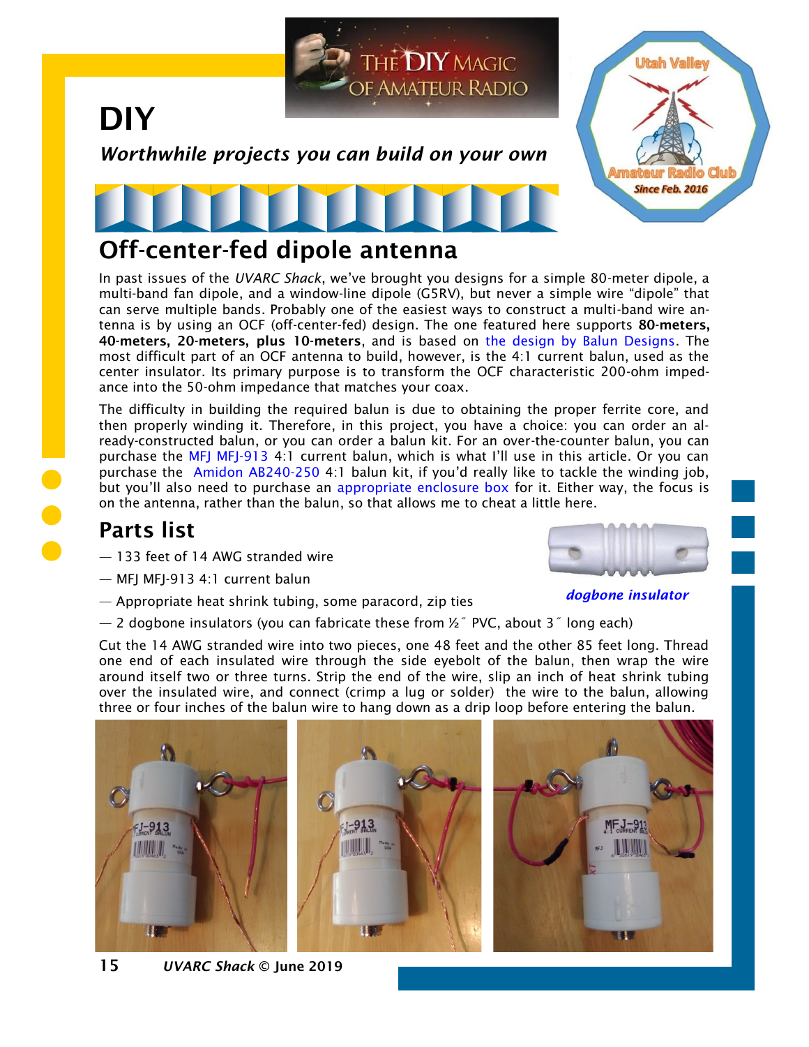# DIY

***Worthwhile projects you can build on your own***

## Off-center-fed dipole antenna

In past issues of the *UVARC Shack*, we've brought you designs for a simple 80-meter dipole, a multi-band fan dipole, and a window-line dipole (G5RV), but never a simple wire "dipole" that can serve multiple bands. Probably one of the easiest ways to construct a multi-band wire antenna is by using an OCF (off-center-fed) design. The one featured here supports **80-meters, 40-meters, 20-meters, plus 10-meters**, and is based on the design by Balun Designs. The most difficult part of an OCF antenna to build, however, is the 4:1 current balun, used as the center insulator. Its primary purpose is to transform the OCF characteristic 200-ohm impedance into the 50-ohm impedance that matches your coax.

The difficulty in building the required balun is due to obtaining the proper ferrite core, and then properly winding it. Therefore, in this project, you have a choice: you can order an already-constructed balun, or you can order a balun kit. For an over-the-counter balun, you can purchase the MFJ MFJ-913 4:1 current balun, which is what I'll use in this article. Or you can purchase the Amidon AB240-250 4:1 balun kit, if you'd really like to tackle the winding job, but you'll also need to purchase an appropriate enclosure box for it. Either way, the focus is on the antenna, rather than the balun, so that allows me to cheat a little here.

## Parts list

— 133 feet of 14 AWG stranded wire

— MFJ MFJ-913 4:1 current balun

— Appropriate heat shrink tubing, some paracord, zip ties

— 2 dogbone insulators (you can fabricate these from ½″ PVC, about 3″ long each)

***dogbone insulator***

Cut the 14 AWG stranded wire into two pieces, one 48 feet and the other 85 feet long. Thread one end of each insulated wire through the side eyebolt of the balun, then wrap the wire around itself two or three turns. Strip the end of the wire, slip an inch of heat shrink tubing over the insulated wire, and connect (crimp a lug or solder) the wire to the balun, allowing three or four inches of the balun wire to hang down as a drip loop before entering the balun.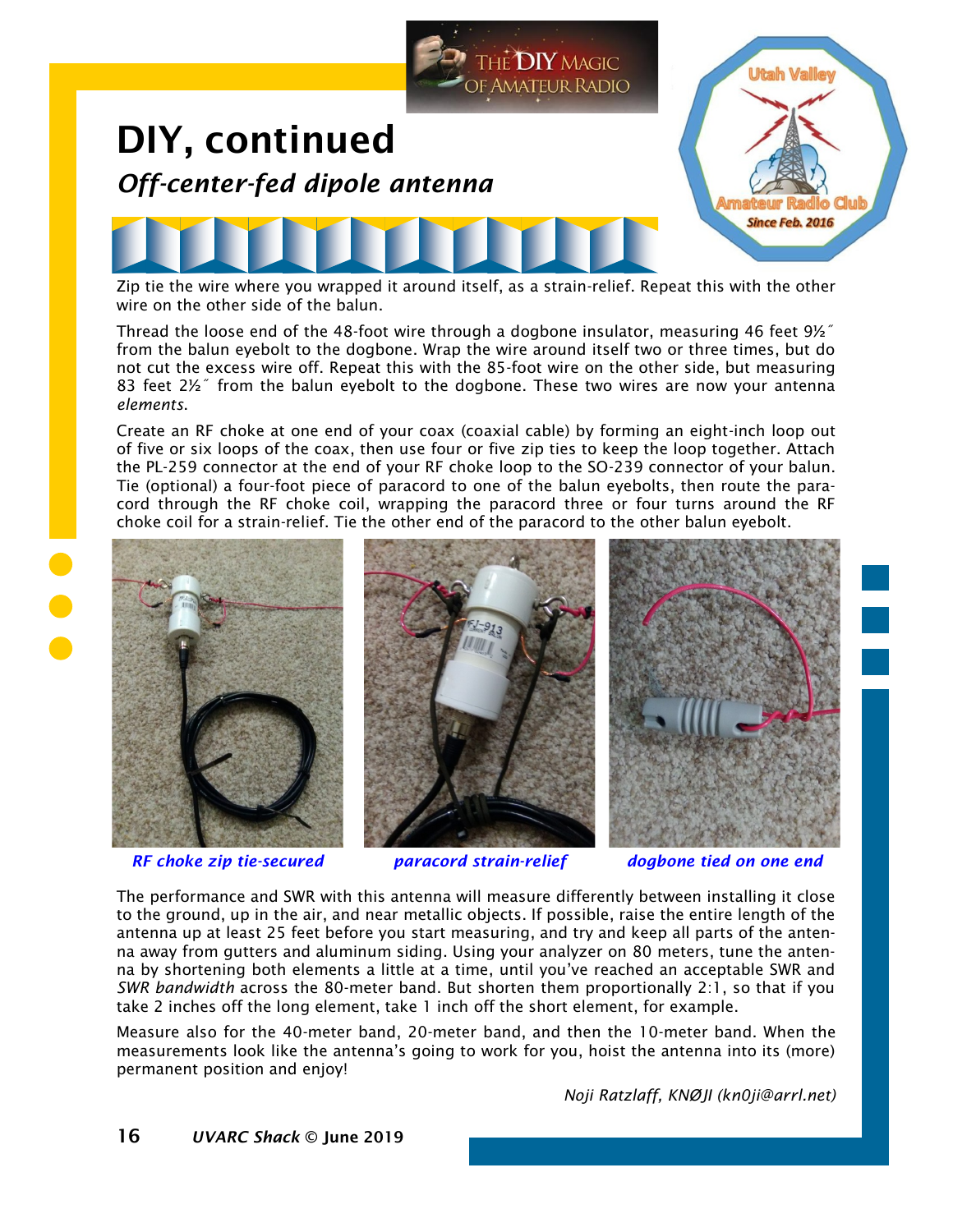# DIY, continued

## *Off-center-fed dipole antenna*

Zip tie the wire where you wrapped it around itself, as a strain-relief. Repeat this with the other wire on the other side of the balun.

Thread the loose end of the 48-foot wire through a dogbone insulator, measuring 46 feet 9½″ from the balun eyebolt to the dogbone. Wrap the wire around itself two or three times, but do not cut the excess wire off. Repeat this with the 85-foot wire on the other side, but measuring 83 feet 2½″ from the balun eyebolt to the dogbone. These two wires are now your antenna *elements*.

Create an RF choke at one end of your coax (coaxial cable) by forming an eight-inch loop out of five or six loops of the coax, then use four or five zip ties to keep the loop together. Attach the PL-259 connector at the end of your RF choke loop to the SO-239 connector of your balun. Tie (optional) a four-foot piece of paracord to one of the balun eyebolts, then route the paracord through the RF choke coil, wrapping the paracord three or four turns around the RF choke coil for a strain-relief. Tie the other end of the paracord to the other balun eyebolt.

*RF choke zip tie-secured*

*paracord strain-relief*

*dogbone tied on one end*

The performance and SWR with this antenna will measure differently between installing it close to the ground, up in the air, and near metallic objects. If possible, raise the entire length of the antenna up at least 25 feet before you start measuring, and try and keep all parts of the antenna away from gutters and aluminum siding. Using your analyzer on 80 meters, tune the antenna by shortening both elements a little at a time, until you've reached an acceptable SWR and *SWR bandwidth* across the 80-meter band. But shorten them proportionally 2:1, so that if you take 2 inches off the long element, take 1 inch off the short element, for example.

Measure also for the 40-meter band, 20-meter band, and then the 10-meter band. When the measurements look like the antenna's going to work for you, hoist the antenna into its (more) permanent position and enjoy!

*Noji Ratzlaff, KNØJI (kn0ji@arrl.net)*